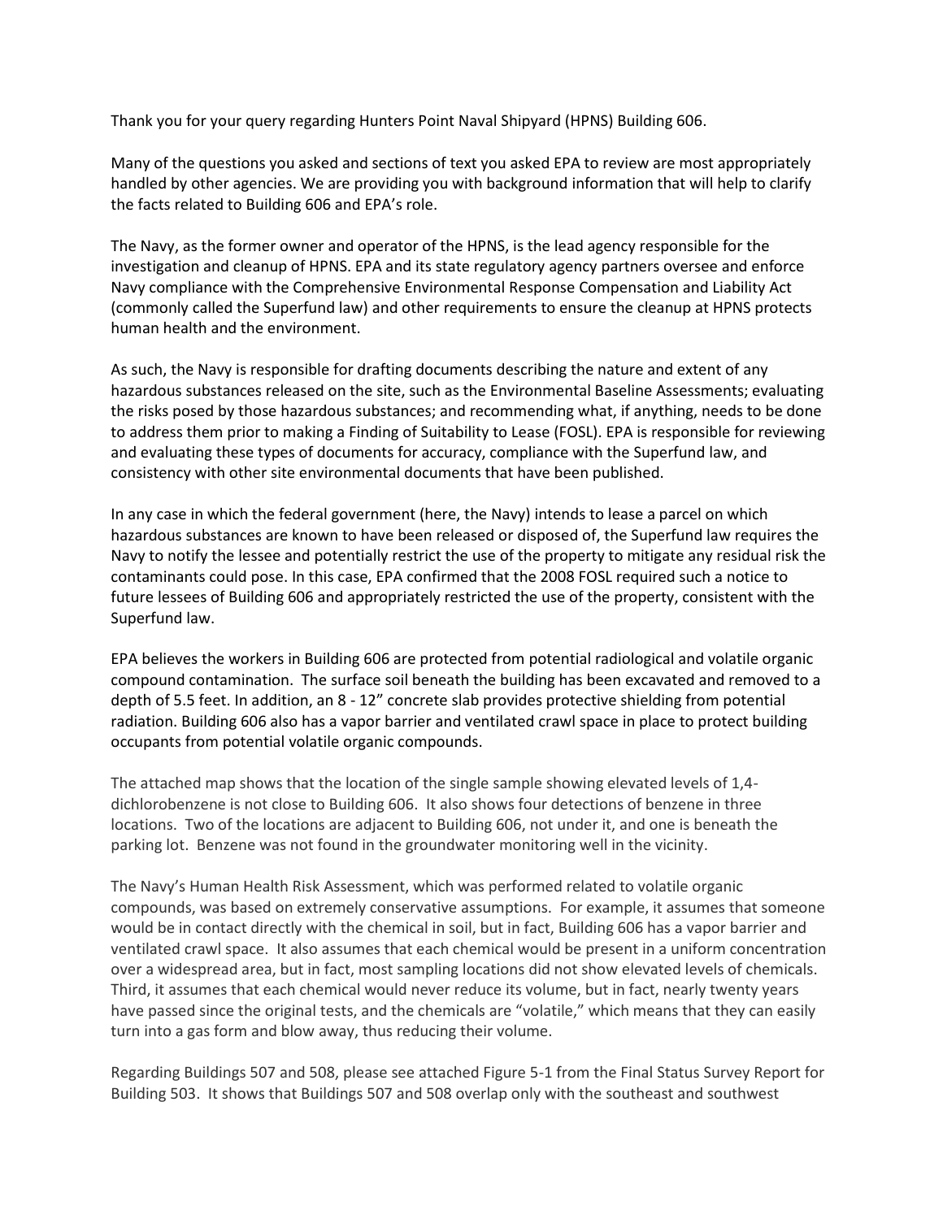Thank you for your query regarding Hunters Point Naval Shipyard (HPNS) Building 606.

Many of the questions you asked and sections of text you asked EPA to review are most appropriately handled by other agencies. We are providing you with background information that will help to clarify the facts related to Building 606 and EPA's role.

The Navy, as the former owner and operator of the HPNS, is the lead agency responsible for the investigation and cleanup of HPNS. EPA and its state regulatory agency partners oversee and enforce Navy compliance with the Comprehensive Environmental Response Compensation and Liability Act (commonly called the Superfund law) and other requirements to ensure the cleanup at HPNS protects human health and the environment.

As such, the Navy is responsible for drafting documents describing the nature and extent of any hazardous substances released on the site, such as the Environmental Baseline Assessments; evaluating the risks posed by those hazardous substances; and recommending what, if anything, needs to be done to address them prior to making a Finding of Suitability to Lease (FOSL). EPA is responsible for reviewing and evaluating these types of documents for accuracy, compliance with the Superfund law, and consistency with other site environmental documents that have been published.

In any case in which the federal government (here, the Navy) intends to lease a parcel on which hazardous substances are known to have been released or disposed of, the Superfund law requires the Navy to notify the lessee and potentially restrict the use of the property to mitigate any residual risk the contaminants could pose. In this case, EPA confirmed that the 2008 FOSL required such a notice to future lessees of Building 606 and appropriately restricted the use of the property, consistent with the Superfund law.

EPA believes the workers in Building 606 are protected from potential radiological and volatile organic compound contamination. The surface soil beneath the building has been excavated and removed to a depth of 5.5 feet. In addition, an 8 - 12" concrete slab provides protective shielding from potential radiation. Building 606 also has a vapor barrier and ventilated crawl space in place to protect building occupants from potential volatile organic compounds.

The attached map shows that the location of the single sample showing elevated levels of 1,4-dichlorobenzene is not close to Building 606. It also shows four detections of benzene in three locations. Two of the locations are adjacent to Building 606, not under it, and one is beneath the parking lot. Benzene was not found in the groundwater monitoring well in the vicinity.

The Navy's Human Health Risk Assessment, which was performed related to volatile organic compounds, was based on extremely conservative assumptions. For example, it assumes that someone would be in contact directly with the chemical in soil, but in fact, Building 606 has a vapor barrier and ventilated crawl space. It also assumes that each chemical would be present in a uniform concentration over a widespread area, but in fact, most sampling locations did not show elevated levels of chemicals. Third, it assumes that each chemical would never reduce its volume, but in fact, nearly twenty years have passed since the original tests, and the chemicals are "volatile," which means that they can easily turn into a gas form and blow away, thus reducing their volume.

Regarding Buildings 507 and 508, please see attached Figure 5-1 from the Final Status Survey Report for Building 503. It shows that Buildings 507 and 508 overlap only with the southeast and southwest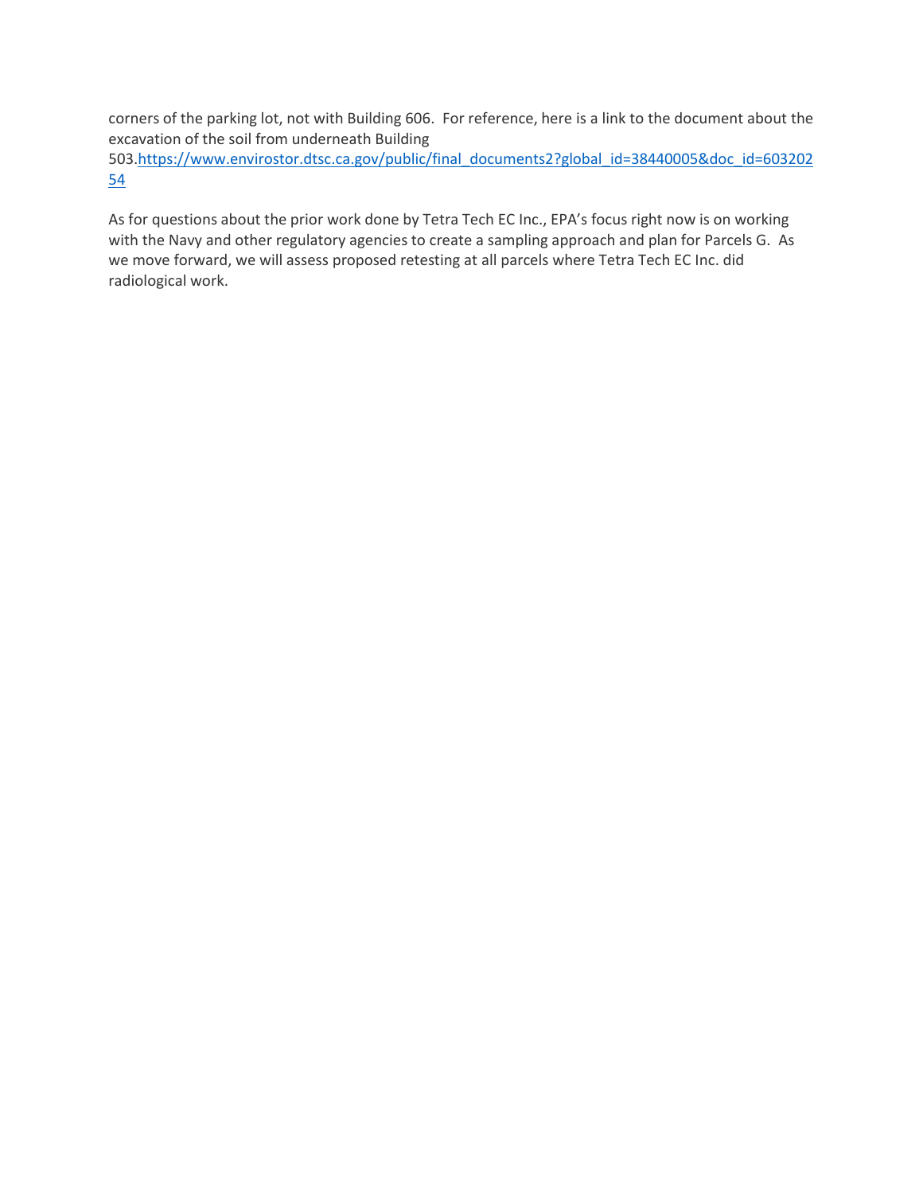corners of the parking lot, not with Building 606. For reference, here is a link to the document about the excavation of the soil from underneath Building 503.https://www.envirostor.dtsc.ca.gov/public/final_documents2?global_id=38440005&doc_id=60320254

As for questions about the prior work done by Tetra Tech EC Inc., EPA's focus right now is on working with the Navy and other regulatory agencies to create a sampling approach and plan for Parcels G. As we move forward, we will assess proposed retesting at all parcels where Tetra Tech EC Inc. did radiological work.